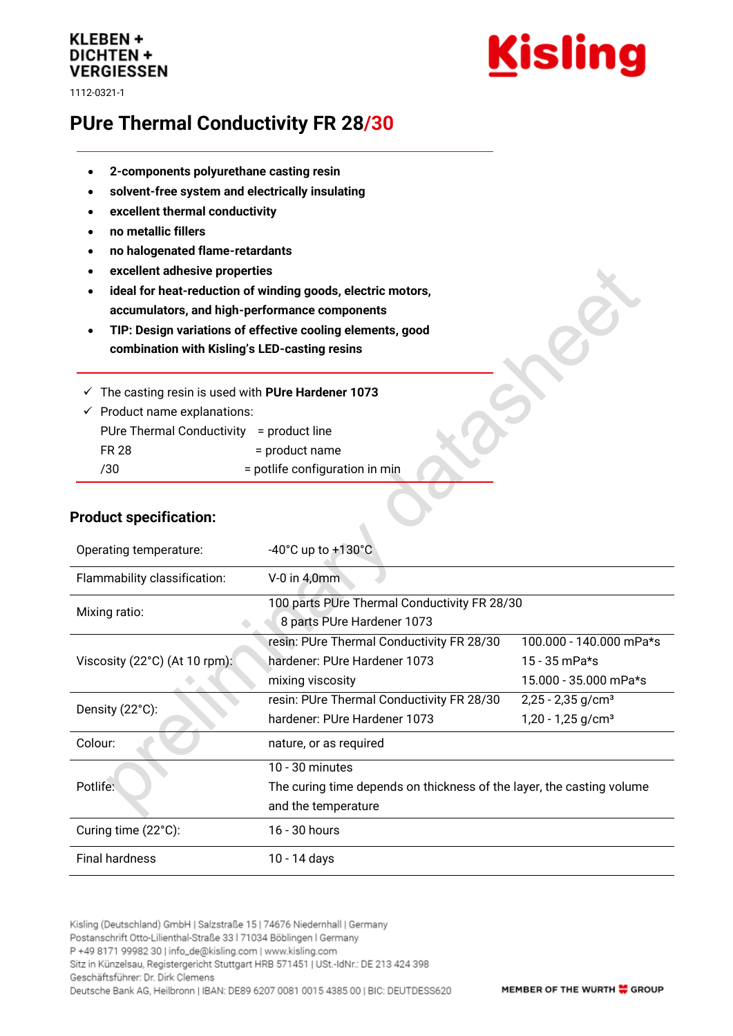KLEBEN +
DICHTEN +
VERGIESSEN

1112-0321-1

# PUre Thermal Conductivity FR 28/30

- **2-components polyurethane casting resin**
- **solvent-free system and electrically insulating**
- **excellent thermal conductivity**
- **no metallic fillers**
- **no halogenated flame-retardants**
- **excellent adhesive properties**
- **ideal for heat-reduction of winding goods, electric motors, accumulators, and high-performance components**
- **TIP: Design variations of effective cooling elements, good combination with Kisling's LED-casting resins**

✓ The casting resin is used with **PUre Hardener 1073**
✓ Product name explanations:

| | |
|---|---|
| PUre Thermal Conductivity | = product line |
| FR 28 | = product name |
| /30 | = potlife configuration in min |

## Product specification:

| | | |
|---|---|---|
| Operating temperature: | -40°C up to +130°C | |
| Flammability classification: | V-0 in 4,0mm | |
| Mixing ratio: | 100 parts PUre Thermal Conductivity FR 28/30<br>8 parts PUre Hardener 1073 | |
| Viscosity (22°C) (At 10 rpm): | resin: PUre Thermal Conductivity FR 28/30<br>hardener: PUre Hardener 1073<br>mixing viscosity | 100.000 - 140.000 mPa*s<br>15 - 35 mPa*s<br>15.000 - 35.000 mPa*s |
| Density (22°C): | resin: PUre Thermal Conductivity FR 28/30<br>hardener: PUre Hardener 1073 | 2,25 - 2,35 g/cm³<br>1,20 - 1,25 g/cm³ |
| Colour: | nature, or as required | |
| Potlife: | 10 - 30 minutes<br>The curing time depends on thickness of the layer, the casting volume and the temperature | |
| Curing time (22°C): | 16 - 30 hours | |
| Final hardness | 10 - 14 days | |

Kisling (Deutschland) GmbH | Salzstraße 15 | 74676 Niedernhall | Germany
Postanschrift Otto-Lilienthal-Straße 33 | 71034 Böblingen | Germany
P +49 8171 99982 30 | info_de@kisling.com | www.kisling.com
Sitz in Künzelsau, Registergericht Stuttgart HRB 571451 | USt.-IdNr.: DE 213 424 398
Geschäftsführer: Dr. Dirk Clemens
Deutsche Bank AG, Heilbronn | IBAN: DE89 6207 0081 0015 4385 00 | BIC: DEUTDESS620

MEMBER OF THE WURTH GROUP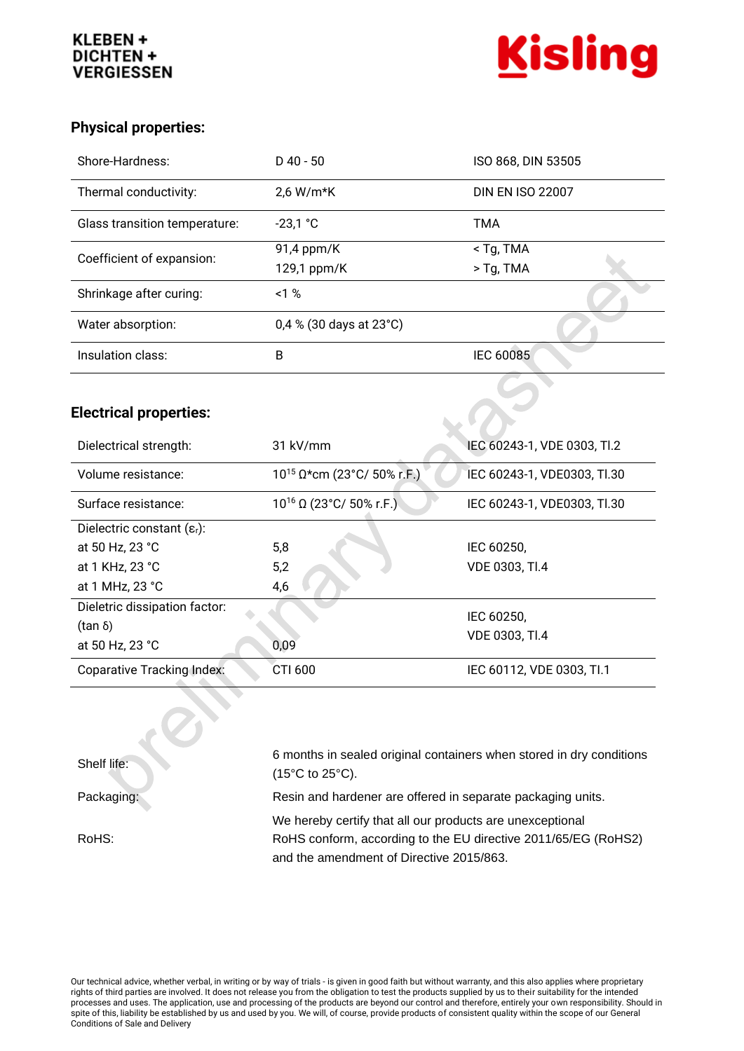## Physical properties:

| | | |
|---|---|---|
| Shore-Hardness: | D 40 - 50 | ISO 868, DIN 53505 |
| Thermal conductivity: | 2,6 W/m*K | DIN EN ISO 22007 |
| Glass transition temperature: | -23,1 °C | TMA |
| Coefficient of expansion: | 91,4 ppm/K<br>129,1 ppm/K | < Tg, TMA<br>> Tg, TMA |
| Shrinkage after curing: | <1 % | |
| Water absorption: | 0,4 % (30 days at 23°C) | |
| Insulation class: | B | IEC 60085 |

## Electrical properties:

| | | |
|---|---|---|
| Dielectrical strength: | 31 kV/mm | IEC 60243-1, VDE 0303, Tl.2 |
| Volume resistance: | $10^{15}$ Ω*cm (23°C/ 50% r.F.) | IEC 60243-1, VDE0303, Tl.30 |
| Surface resistance: | $10^{16}$ Ω (23°C/ 50% r.F.) | IEC 60243-1, VDE0303, Tl.30 |
| Dielectric constant ($\varepsilon_r$):<br>at 50 Hz, 23 °C<br>at 1 KHz, 23 °C<br>at 1 MHz, 23 °C | <br>5,8<br>5,2<br>4,6 | IEC 60250,<br>VDE 0303, Tl.4 |
| Dieletric dissipation factor:<br>(tan δ)<br>at 50 Hz, 23 °C | <br><br>0,09 | IEC 60250,<br>VDE 0303, Tl.4 |
| Coparative Tracking Index: | CTI 600 | IEC 60112, VDE 0303, Tl.1 |

| | |
|---|---|
| Shelf life: | 6 months in sealed original containers when stored in dry conditions (15°C to 25°C). |
| Packaging: | Resin and hardener are offered in separate packaging units. |
| RoHS: | We hereby certify that all our products are unexceptional RoHS conform, according to the EU directive 2011/65/EG (RoHS2) and the amendment of Directive 2015/863. |

Our technical advice, whether verbal, in writing or by way of trials - is given in good faith but without warranty, and this also applies where proprietary rights of third parties are involved. It does not release you from the obligation to test the products supplied by us to their suitability for the intended processes and uses. The application, use and processing of the products are beyond our control and therefore, entirely your own responsibility. Should in spite of this, liability be established by us and used by you. We will, of course, provide products of consistent quality within the scope of our General Conditions of Sale and Delivery